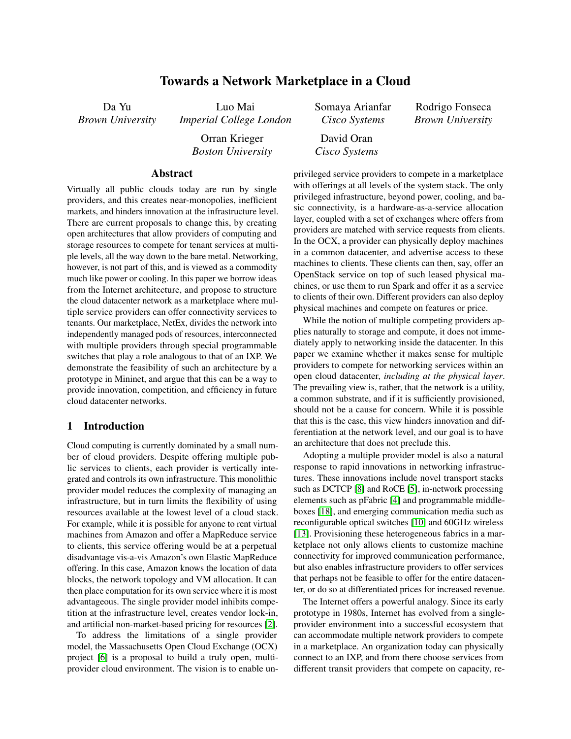# Towards a Network Marketplace in a Cloud

Da Yu
*Brown University*

Luo Mai
*Imperial College London*

Somaya Arianfar
*Cisco Systems*

Rodrigo Fonseca
*Brown University*

Orran Krieger
*Boston University*

David Oran
*Cisco Systems*

## Abstract

Virtually all public clouds today are run by single providers, and this creates near-monopolies, inefficient markets, and hinders innovation at the infrastructure level. There are current proposals to change this, by creating open architectures that allow providers of computing and storage resources to compete for tenant services at multiple levels, all the way down to the bare metal. Networking, however, is not part of this, and is viewed as a commodity much like power or cooling. In this paper we borrow ideas from the Internet architecture, and propose to structure the cloud datacenter network as a marketplace where multiple service providers can offer connectivity services to tenants. Our marketplace, NetEx, divides the network into independently managed pods of resources, interconnected with multiple providers through special programmable switches that play a role analogous to that of an IXP. We demonstrate the feasibility of such an architecture by a prototype in Mininet, and argue that this can be a way to provide innovation, competition, and efficiency in future cloud datacenter networks.

## 1 Introduction

Cloud computing is currently dominated by a small number of cloud providers. Despite offering multiple public services to clients, each provider is vertically integrated and controls its own infrastructure. This monolithic provider model reduces the complexity of managing an infrastructure, but in turn limits the flexibility of using resources available at the lowest level of a cloud stack. For example, while it is possible for anyone to rent virtual machines from Amazon and offer a MapReduce service to clients, this service offering would be at a perpetual disadvantage vis-a-vis Amazon's own Elastic MapReduce offering. In this case, Amazon knows the location of data blocks, the network topology and VM allocation. It can then place computation for its own service where it is most advantageous. The single provider model inhibits competition at the infrastructure level, creates vendor lock-in, and artificial non-market-based pricing for resources [2].

To address the limitations of a single provider model, the Massachusetts Open Cloud Exchange (OCX) project [6] is a proposal to build a truly open, multi-provider cloud environment. The vision is to enable unprivileged service providers to compete in a marketplace with offerings at all levels of the system stack. The only privileged infrastructure, beyond power, cooling, and basic connectivity, is a hardware-as-a-service allocation layer, coupled with a set of exchanges where offers from providers are matched with service requests from clients. In the OCX, a provider can physically deploy machines in a common datacenter, and advertise access to these machines to clients. These clients can then, say, offer an OpenStack service on top of such leased physical machines, or use them to run Spark and offer it as a service to clients of their own. Different providers can also deploy physical machines and compete on features or price.

While the notion of multiple competing providers applies naturally to storage and compute, it does not immediately apply to networking inside the datacenter. In this paper we examine whether it makes sense for multiple providers to compete for networking services within an open cloud datacenter, *including at the physical layer*. The prevailing view is, rather, that the network is a utility, a common substrate, and if it is sufficiently provisioned, should not be a cause for concern. While it is possible that this is the case, this view hinders innovation and differentiation at the network level, and our goal is to have an architecture that does not preclude this.

Adopting a multiple provider model is also a natural response to rapid innovations in networking infrastructures. These innovations include novel transport stacks such as DCTCP [8] and RoCE [5], in-network processing elements such as pFabric [4] and programmable middleboxes [18], and emerging communication media such as reconfigurable optical switches [10] and 60GHz wireless [13]. Provisioning these heterogeneous fabrics in a marketplace not only allows clients to customize machine connectivity for improved communication performance, but also enables infrastructure providers to offer services that perhaps not be feasible to offer for the entire datacenter, or do so at differentiated prices for increased revenue.

The Internet offers a powerful analogy. Since its early prototype in 1980s, Internet has evolved from a single-provider environment into a successful ecosystem that can accommodate multiple network providers to compete in a marketplace. An organization today can physically connect to an IXP, and from there choose services from different transit providers that compete on capacity, re-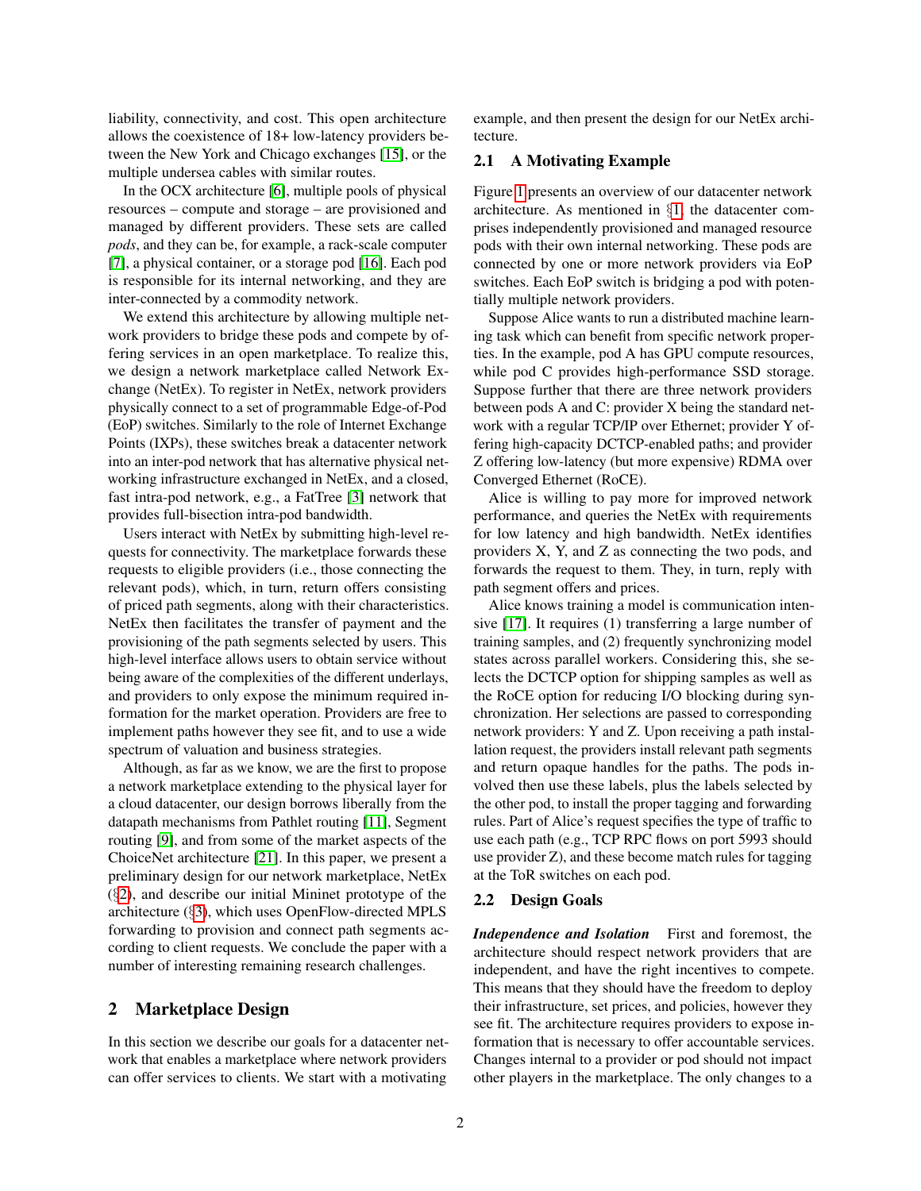liability, connectivity, and cost. This open architecture allows the coexistence of 18+ low-latency providers between the New York and Chicago exchanges [15], or the multiple undersea cables with similar routes.

In the OCX architecture [6], multiple pools of physical resources – compute and storage – are provisioned and managed by different providers. These sets are called *pods*, and they can be, for example, a rack-scale computer [7], a physical container, or a storage pod [16]. Each pod is responsible for its internal networking, and they are inter-connected by a commodity network.

We extend this architecture by allowing multiple network providers to bridge these pods and compete by offering services in an open marketplace. To realize this, we design a network marketplace called Network Exchange (NetEx). To register in NetEx, network providers physically connect to a set of programmable Edge-of-Pod (EoP) switches. Similarly to the role of Internet Exchange Points (IXPs), these switches break a datacenter network into an inter-pod network that has alternative physical networking infrastructure exchanged in NetEx, and a closed, fast intra-pod network, e.g., a FatTree [3] network that provides full-bisection intra-pod bandwidth.

Users interact with NetEx by submitting high-level requests for connectivity. The marketplace forwards these requests to eligible providers (i.e., those connecting the relevant pods), which, in turn, return offers consisting of priced path segments, along with their characteristics. NetEx then facilitates the transfer of payment and the provisioning of the path segments selected by users. This high-level interface allows users to obtain service without being aware of the complexities of the different underlays, and providers to only expose the minimum required information for the market operation. Providers are free to implement paths however they see fit, and to use a wide spectrum of valuation and business strategies.

Although, as far as we know, we are the first to propose a network marketplace extending to the physical layer for a cloud datacenter, our design borrows liberally from the datapath mechanisms from Pathlet routing [11], Segment routing [9], and from some of the market aspects of the ChoiceNet architecture [21]. In this paper, we present a preliminary design for our network marketplace, NetEx (§2), and describe our initial Mininet prototype of the architecture (§3), which uses OpenFlow-directed MPLS forwarding to provision and connect path segments according to client requests. We conclude the paper with a number of interesting remaining research challenges.

## 2 Marketplace Design

In this section we describe our goals for a datacenter network that enables a marketplace where network providers can offer services to clients. We start with a motivating example, and then present the design for our NetEx architecture.

### 2.1 A Motivating Example

Figure 1 presents an overview of our datacenter network architecture. As mentioned in §1, the datacenter comprises independently provisioned and managed resource pods with their own internal networking. These pods are connected by one or more network providers via EoP switches. Each EoP switch is bridging a pod with potentially multiple network providers.

Suppose Alice wants to run a distributed machine learning task which can benefit from specific network properties. In the example, pod A has GPU compute resources, while pod C provides high-performance SSD storage. Suppose further that there are three network providers between pods A and C: provider X being the standard network with a regular TCP/IP over Ethernet; provider Y offering high-capacity DCTCP-enabled paths; and provider Z offering low-latency (but more expensive) RDMA over Converged Ethernet (RoCE).

Alice is willing to pay more for improved network performance, and queries the NetEx with requirements for low latency and high bandwidth. NetEx identifies providers X, Y, and Z as connecting the two pods, and forwards the request to them. They, in turn, reply with path segment offers and prices.

Alice knows training a model is communication intensive [17]. It requires (1) transferring a large number of training samples, and (2) frequently synchronizing model states across parallel workers. Considering this, she selects the DCTCP option for shipping samples as well as the RoCE option for reducing I/O blocking during synchronization. Her selections are passed to corresponding network providers: Y and Z. Upon receiving a path installation request, the providers install relevant path segments and return opaque handles for the paths. The pods involved then use these labels, plus the labels selected by the other pod, to install the proper tagging and forwarding rules. Part of Alice's request specifies the type of traffic to use each path (e.g., TCP RPC flows on port 5993 should use provider Z), and these become match rules for tagging at the ToR switches on each pod.

### 2.2 Design Goals

***Independence and Isolation*** First and foremost, the architecture should respect network providers that are independent, and have the right incentives to compete. This means that they should have the freedom to deploy their infrastructure, set prices, and policies, however they see fit. The architecture requires providers to expose information that is necessary to offer accountable services. Changes internal to a provider or pod should not impact other players in the marketplace. The only changes to a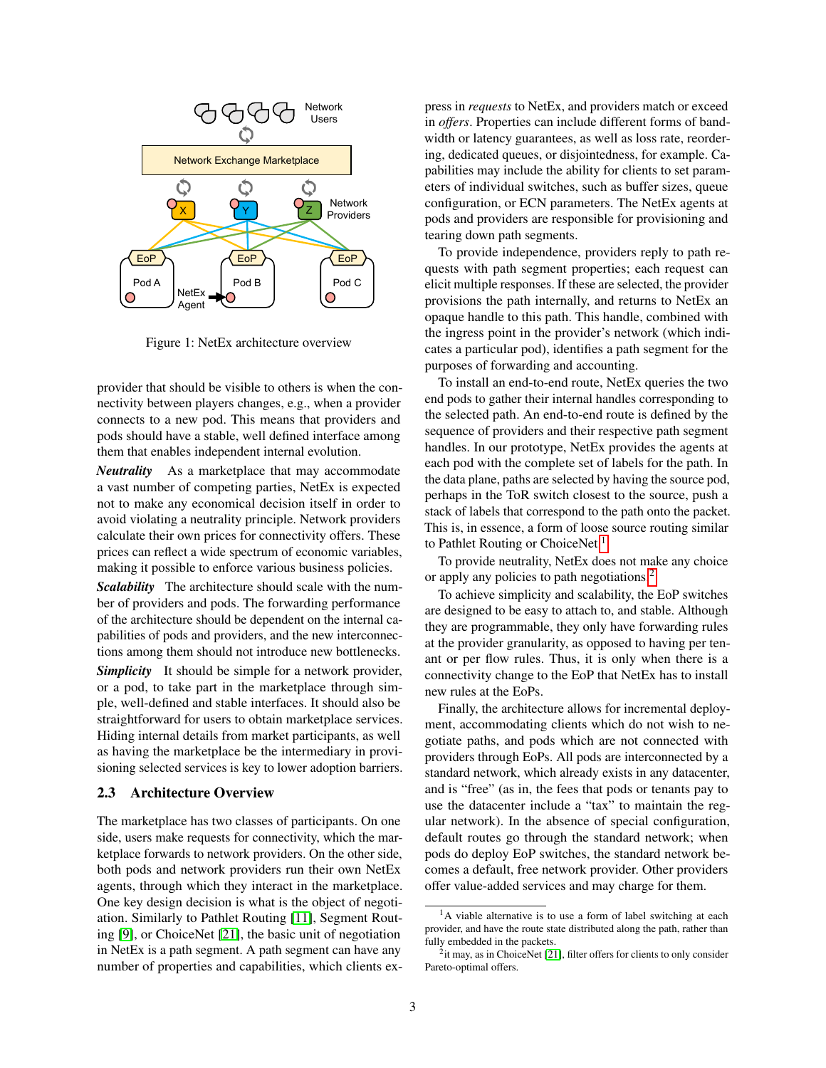Figure 1: NetEx architecture overview

provider that should be visible to others is when the connectivity between players changes, e.g., when a provider connects to a new pod. This means that providers and pods should have a stable, well defined interface among them that enables independent internal evolution.

***Neutrality*** As a marketplace that may accommodate a vast number of competing parties, NetEx is expected not to make any economical decision itself in order to avoid violating a neutrality principle. Network providers calculate their own prices for connectivity offers. These prices can reflect a wide spectrum of economic variables, making it possible to enforce various business policies.

***Scalability*** The architecture should scale with the number of providers and pods. The forwarding performance of the architecture should be dependent on the internal capabilities of pods and providers, and the new interconnections among them should not introduce new bottlenecks.

***Simplicity*** It should be simple for a network provider, or a pod, to take part in the marketplace through simple, well-defined and stable interfaces. It should also be straightforward for users to obtain marketplace services. Hiding internal details from market participants, as well as having the marketplace be the intermediary in provisioning selected services is key to lower adoption barriers.

## 2.3 Architecture Overview

The marketplace has two classes of participants. On one side, users make requests for connectivity, which the marketplace forwards to network providers. On the other side, both pods and network providers run their own NetEx agents, through which they interact in the marketplace. One key design decision is what is the object of negotiation. Similarly to Pathlet Routing [11], Segment Routing [9], or ChoiceNet [21], the basic unit of negotiation in NetEx is a path segment. A path segment can have any number of properties and capabilities, which clients express in *requests* to NetEx, and providers match or exceed in *offers*. Properties can include different forms of bandwidth or latency guarantees, as well as loss rate, reordering, dedicated queues, or disjointedness, for example. Capabilities may include the ability for clients to set parameters of individual switches, such as buffer sizes, queue configuration, or ECN parameters. The NetEx agents at pods and providers are responsible for provisioning and tearing down path segments.

To provide independence, providers reply to path requests with path segment properties; each request can elicit multiple responses. If these are selected, the provider provisions the path internally, and returns to NetEx an opaque handle to this path. This handle, combined with the ingress point in the provider's network (which indicates a particular pod), identifies a path segment for the purposes of forwarding and accounting.

To install an end-to-end route, NetEx queries the two end pods to gather their internal handles corresponding to the selected path. An end-to-end route is defined by the sequence of providers and their respective path segment handles. In our prototype, NetEx provides the agents at each pod with the complete set of labels for the path. In the data plane, paths are selected by having the source pod, perhaps in the ToR switch closest to the source, push a stack of labels that correspond to the path onto the packet. This is, in essence, a form of loose source routing similar to Pathlet Routing or ChoiceNet.[1]

To provide neutrality, NetEx does not make any choice or apply any policies to path negotiations.[2]

To achieve simplicity and scalability, the EoP switches are designed to be easy to attach to, and stable. Although they are programmable, they only have forwarding rules at the provider granularity, as opposed to having per tenant or per flow rules. Thus, it is only when there is a connectivity change to the EoP that NetEx has to install new rules at the EoPs.

Finally, the architecture allows for incremental deployment, accommodating clients which do not wish to negotiate paths, and pods which are not connected with providers through EoPs. All pods are interconnected by a standard network, which already exists in any datacenter, and is "free" (as in, the fees that pods or tenants pay to use the datacenter include a "tax" to maintain the regular network). In the absence of special configuration, default routes go through the standard network; when pods do deploy EoP switches, the standard network becomes a default, free network provider. Other providers offer value-added services and may charge for them.

---

[1] A viable alternative is to use a form of label switching at each provider, and have the route state distributed along the path, rather than fully embedded in the packets.

[2] it may, as in ChoiceNet [21], filter offers for clients to only consider Pareto-optimal offers.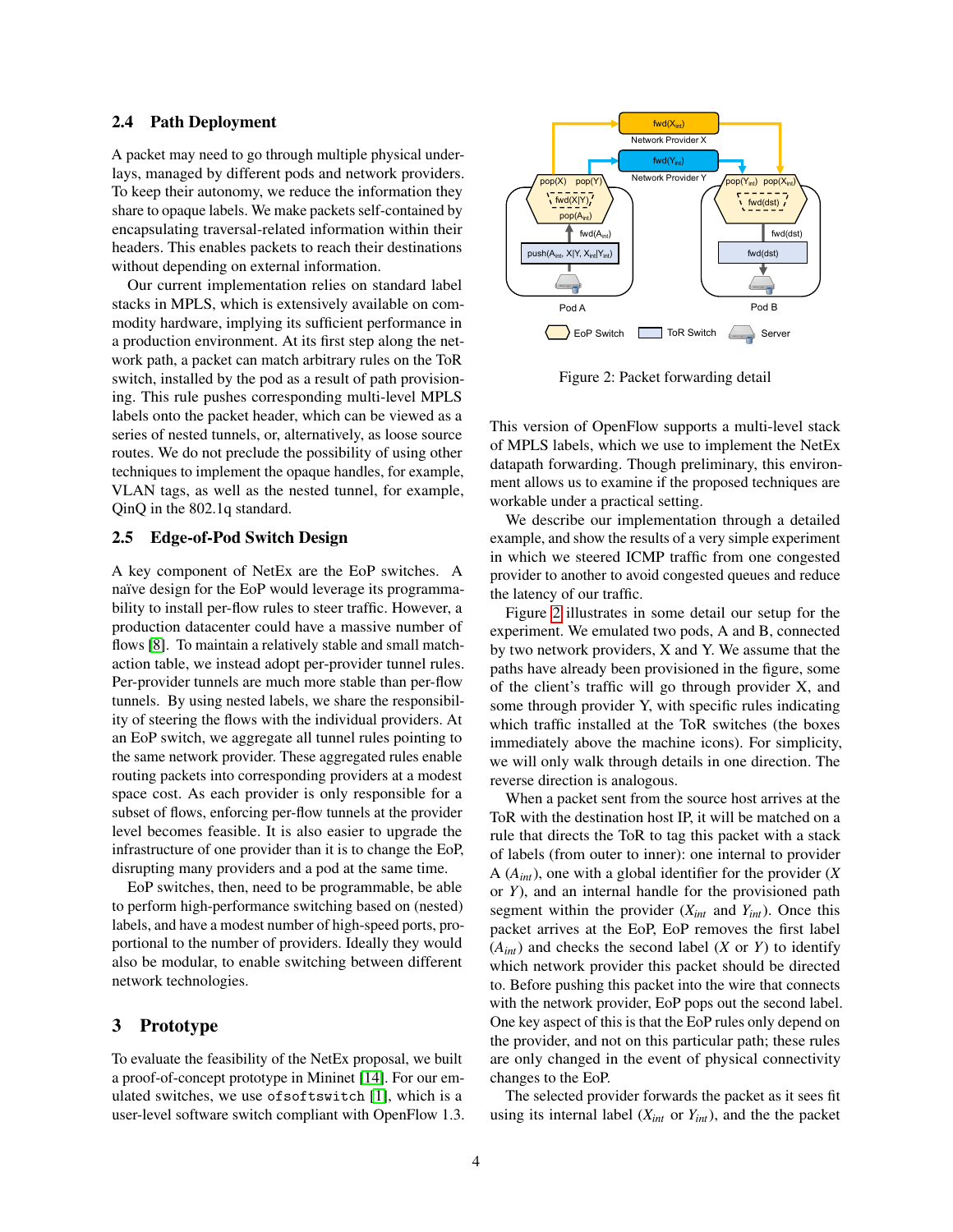### 2.4 Path Deployment

A packet may need to go through multiple physical underlays, managed by different pods and network providers. To keep their autonomy, we reduce the information they share to opaque labels. We make packets self-contained by encapsulating traversal-related information within their headers. This enables packets to reach their destinations without depending on external information.

Our current implementation relies on standard label stacks in MPLS, which is extensively available on commodity hardware, implying its sufficient performance in a production environment. At its first step along the network path, a packet can match arbitrary rules on the ToR switch, installed by the pod as a result of path provisioning. This rule pushes corresponding multi-level MPLS labels onto the packet header, which can be viewed as a series of nested tunnels, or, alternatively, as loose source routes. We do not preclude the possibility of using other techniques to implement the opaque handles, for example, VLAN tags, as well as the nested tunnel, for example, QinQ in the 802.1q standard.

### 2.5 Edge-of-Pod Switch Design

A key component of NetEx are the EoP switches. A naïve design for the EoP would leverage its programmability to install per-flow rules to steer traffic. However, a production datacenter could have a massive number of flows [8]. To maintain a relatively stable and small match-action table, we instead adopt per-provider tunnel rules. Per-provider tunnels are much more stable than per-flow tunnels. By using nested labels, we share the responsibility of steering the flows with the individual providers. At an EoP switch, we aggregate all tunnel rules pointing to the same network provider. These aggregated rules enable routing packets into corresponding providers at a modest space cost. As each provider is only responsible for a subset of flows, enforcing per-flow tunnels at the provider level becomes feasible. It is also easier to upgrade the infrastructure of one provider than it is to change the EoP, disrupting many providers and a pod at the same time.

EoP switches, then, need to be programmable, be able to perform high-performance switching based on (nested) labels, and have a modest number of high-speed ports, proportional to the number of providers. Ideally they would also be modular, to enable switching between different network technologies.

## 3 Prototype

To evaluate the feasibility of the NetEx proposal, we built a proof-of-concept prototype in Mininet [14]. For our emulated switches, we use `ofsoftswitch` [1], which is a user-level software switch compliant with OpenFlow 1.3. This version of OpenFlow supports a multi-level stack of MPLS labels, which we use to implement the NetEx datapath forwarding. Though preliminary, this environment allows us to examine if the proposed techniques are workable under a practical setting.

Figure 2: Packet forwarding detail

We describe our implementation through a detailed example, and show the results of a very simple experiment in which we steered ICMP traffic from one congested provider to another to avoid congested queues and reduce the latency of our traffic.

Figure 2 illustrates in some detail our setup for the experiment. We emulated two pods, A and B, connected by two network providers, X and Y. We assume that the paths have already been provisioned in the figure, some of the client's traffic will go through provider X, and some through provider Y, with specific rules indicating which traffic installed at the ToR switches (the boxes immediately above the machine icons). For simplicity, we will only walk through details in one direction. The reverse direction is analogous.

When a packet sent from the source host arrives at the ToR with the destination host IP, it will be matched on a rule that directs the ToR to tag this packet with a stack of labels (from outer to inner): one internal to provider A ($A_{int}$), one with a global identifier for the provider ($X$ or $Y$), and an internal handle for the provisioned path segment within the provider ($X_{int}$ and $Y_{int}$). Once this packet arrives at the EoP, EoP removes the first label ($A_{int}$) and checks the second label ($X$ or $Y$) to identify which network provider this packet should be directed to. Before pushing this packet into the wire that connects with the network provider, EoP pops out the second label. One key aspect of this is that the EoP rules only depend on the provider, and not on this particular path; these rules are only changed in the event of physical connectivity changes to the EoP.

The selected provider forwards the packet as it sees fit using its internal label ($X_{int}$ or $Y_{int}$), and the the packet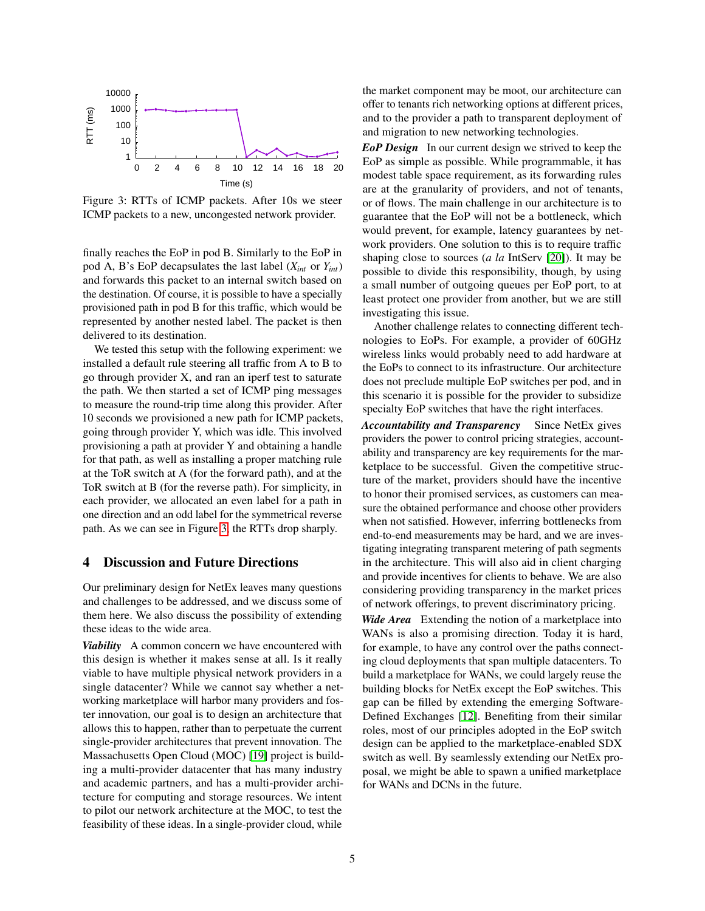Figure 3: RTTs of ICMP packets. After 10s we steer ICMP packets to a new, uncongested network provider.

finally reaches the EoP in pod B. Similarly to the EoP in pod A, B's EoP decapsulates the last label ($X_{int}$ or $Y_{int}$) and forwards this packet to an internal switch based on the destination. Of course, it is possible to have a specially provisioned path in pod B for this traffic, which would be represented by another nested label. The packet is then delivered to its destination.

We tested this setup with the following experiment: we installed a default rule steering all traffic from A to B to go through provider X, and ran an iperf test to saturate the path. We then started a set of ICMP ping messages to measure the round-trip time along this provider. After 10 seconds we provisioned a new path for ICMP packets, going through provider Y, which was idle. This involved provisioning a path at provider Y and obtaining a handle for that path, as well as installing a proper matching rule at the ToR switch at A (for the forward path), and at the ToR switch at B (for the reverse path). For simplicity, in each provider, we allocated an even label for a path in one direction and an odd label for the symmetrical reverse path. As we can see in Figure 3, the RTTs drop sharply.

## 4 Discussion and Future Directions

Our preliminary design for NetEx leaves many questions and challenges to be addressed, and we discuss some of them here. We also discuss the possibility of extending these ideas to the wide area.

***Viability*** A common concern we have encountered with this design is whether it makes sense at all. Is it really viable to have multiple physical network providers in a single datacenter? While we cannot say whether a networking marketplace will harbor many providers and foster innovation, our goal is to design an architecture that allows this to happen, rather than to perpetuate the current single-provider architectures that prevent innovation. The Massachusetts Open Cloud (MOC) [19] project is building a multi-provider datacenter that has many industry and academic partners, and has a multi-provider architecture for computing and storage resources. We intent to pilot our network architecture at the MOC, to test the feasibility of these ideas. In a single-provider cloud, while the market component may be moot, our architecture can offer to tenants rich networking options at different prices, and to the provider a path to transparent deployment of and migration to new networking technologies.

***EoP Design*** In our current design we strived to keep the EoP as simple as possible. While programmable, it has modest table space requirement, as its forwarding rules are at the granularity of providers, and not of tenants, or of flows. The main challenge in our architecture is to guarantee that the EoP will not be a bottleneck, which would prevent, for example, latency guarantees by network providers. One solution to this is to require traffic shaping close to sources (*a la* IntServ [20]). It may be possible to divide this responsibility, though, by using a small number of outgoing queues per EoP port, to at least protect one provider from another, but we are still investigating this issue.

Another challenge relates to connecting different technologies to EoPs. For example, a provider of 60GHz wireless links would probably need to add hardware at the EoPs to connect to its infrastructure. Our architecture does not preclude multiple EoP switches per pod, and in this scenario it is possible for the provider to subsidize specialty EoP switches that have the right interfaces.

***Accountability and Transparency*** Since NetEx gives providers the power to control pricing strategies, accountability and transparency are key requirements for the marketplace to be successful. Given the competitive structure of the market, providers should have the incentive to honor their promised services, as customers can measure the obtained performance and choose other providers when not satisfied. However, inferring bottlenecks from end-to-end measurements may be hard, and we are investigating integrating transparent metering of path segments in the architecture. This will also aid in client charging and provide incentives for clients to behave. We are also considering providing transparency in the market prices of network offerings, to prevent discriminatory pricing.

***Wide Area*** Extending the notion of a marketplace into WANs is also a promising direction. Today it is hard, for example, to have any control over the paths connecting cloud deployments that span multiple datacenters. To build a marketplace for WANs, we could largely reuse the building blocks for NetEx except the EoP switches. This gap can be filled by extending the emerging Software-Defined Exchanges [12]. Benefiting from their similar roles, most of our principles adopted in the EoP switch design can be applied to the marketplace-enabled SDX switch as well. By seamlessly extending our NetEx proposal, we might be able to spawn a unified marketplace for WANs and DCNs in the future.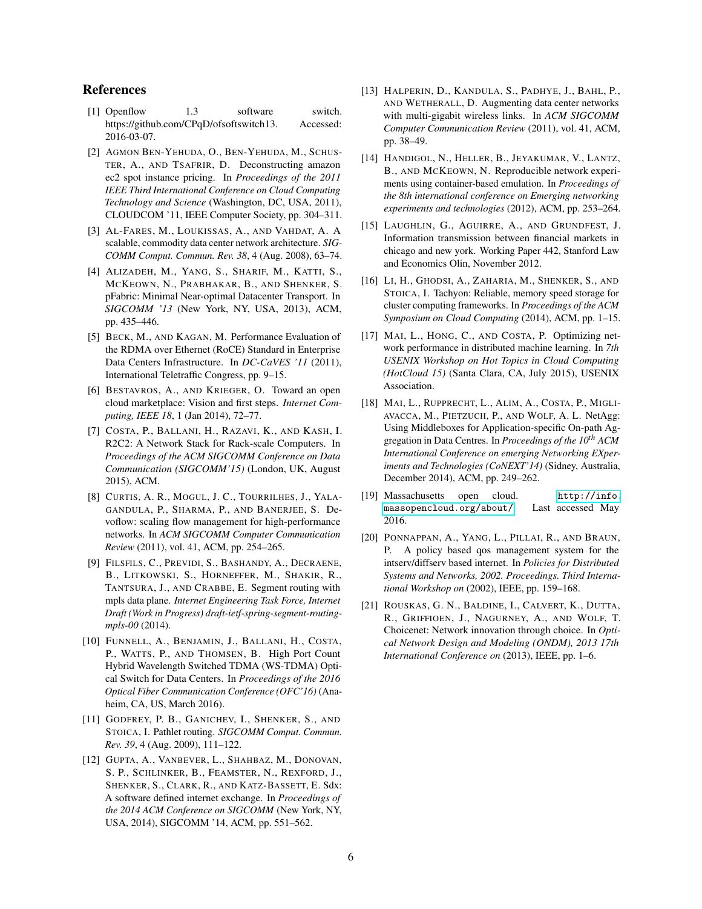## References

[1] Openflow 1.3 software switch. https://github.com/CPqD/ofsoftswitch13. Accessed: 2016-03-07.

[2] Agmon Ben-Yehuda, O., Ben-Yehuda, M., Schuster, A., and Tsafrir, D. Deconstructing amazon ec2 spot instance pricing. In *Proceedings of the 2011 IEEE Third International Conference on Cloud Computing Technology and Science* (Washington, DC, USA, 2011), CLOUDCOM '11, IEEE Computer Society, pp. 304–311.

[3] Al-Fares, M., Loukissas, A., and Vahdat, A. A scalable, commodity data center network architecture. *SIGCOMM Comput. Commun. Rev. 38*, 4 (Aug. 2008), 63–74.

[4] Alizadeh, M., Yang, S., Sharif, M., Katti, S., McKeown, N., Prabhakar, B., and Shenker, S. pFabric: Minimal Near-optimal Datacenter Transport. In *SIGCOMM '13* (New York, NY, USA, 2013), ACM, pp. 435–446.

[5] Beck, M., and Kagan, M. Performance Evaluation of the RDMA over Ethernet (RoCE) Standard in Enterprise Data Centers Infrastructure. In *DC-CaVES '11* (2011), International Teletraffic Congress, pp. 9–15.

[6] Bestavros, A., and Krieger, O. Toward an open cloud marketplace: Vision and first steps. *Internet Computing, IEEE 18*, 1 (Jan 2014), 72–77.

[7] Costa, P., Ballani, H., Razavi, K., and Kash, I. R2C2: A Network Stack for Rack-scale Computers. In *Proceedings of the ACM SIGCOMM Conference on Data Communication (SIGCOMM'15)* (London, UK, August 2015), ACM.

[8] Curtis, A. R., Mogul, J. C., Tourrilhes, J., Yalagandula, P., Sharma, P., and Banerjee, S. Devoflow: scaling flow management for high-performance networks. In *ACM SIGCOMM Computer Communication Review* (2011), vol. 41, ACM, pp. 254–265.

[9] Filsfils, C., Previdi, S., Bashandy, A., Decraene, B., Litkowski, S., Horneffer, M., Shakir, R., Tantsura, J., and Crabbe, E. Segment routing with mpls data plane. *Internet Engineering Task Force, Internet Draft (Work in Progress) draft-ietf-spring-segment-routing-mpls-00* (2014).

[10] Funnell, A., Benjamin, J., Ballani, H., Costa, P., Watts, P., and Thomsen, B. High Port Count Hybrid Wavelength Switched TDMA (WS-TDMA) Optical Switch for Data Centers. In *Proceedings of the 2016 Optical Fiber Communication Conference (OFC'16)* (Anaheim, CA, US, March 2016).

[11] Godfrey, P. B., Ganichev, I., Shenker, S., and Stoica, I. Pathlet routing. *SIGCOMM Comput. Commun. Rev. 39*, 4 (Aug. 2009), 111–122.

[12] Gupta, A., Vanbever, L., Shahbaz, M., Donovan, S. P., Schlinker, B., Feamster, N., Rexford, J., Shenker, S., Clark, R., and Katz-Bassett, E. Sdx: A software defined internet exchange. In *Proceedings of the 2014 ACM Conference on SIGCOMM* (New York, NY, USA, 2014), SIGCOMM '14, ACM, pp. 551–562.

[13] Halperin, D., Kandula, S., Padhye, J., Bahl, P., and Wetherall, D. Augmenting data center networks with multi-gigabit wireless links. In *ACM SIGCOMM Computer Communication Review* (2011), vol. 41, ACM, pp. 38–49.

[14] Handigol, N., Heller, B., Jeyakumar, V., Lantz, B., and McKeown, N. Reproducible network experiments using container-based emulation. In *Proceedings of the 8th international conference on Emerging networking experiments and technologies* (2012), ACM, pp. 253–264.

[15] Laughlin, G., Aguirre, A., and Grundfest, J. Information transmission between financial markets in chicago and new york. Working Paper 442, Stanford Law and Economics Olin, November 2012.

[16] Li, H., Ghodsi, A., Zaharia, M., Shenker, S., and Stoica, I. Tachyon: Reliable, memory speed storage for cluster computing frameworks. In *Proceedings of the ACM Symposium on Cloud Computing* (2014), ACM, pp. 1–15.

[17] Mai, L., Hong, C., and Costa, P. Optimizing network performance in distributed machine learning. In *7th USENIX Workshop on Hot Topics in Cloud Computing (HotCloud 15)* (Santa Clara, CA, July 2015), USENIX Association.

[18] Mai, L., Rupprecht, L., Alim, A., Costa, P., Migliavacca, M., Pietzuch, P., and Wolf, A. L. NetAgg: Using Middleboxes for Application-specific On-path Aggregation in Data Centres. In *Proceedings of the 10th ACM International Conference on emerging Networking EXperiments and Technologies (CoNEXT'14)* (Sidney, Australia, December 2014), ACM, pp. 249–262.

[19] Massachusetts open cloud. `http://info.massopencloud.org/about/`. Last accessed May 2016.

[20] Ponnappan, A., Yang, L., Pillai, R., and Braun, P. A policy based qos management system for the intserv/diffserv based internet. In *Policies for Distributed Systems and Networks, 2002. Proceedings. Third International Workshop on* (2002), IEEE, pp. 159–168.

[21] Rouskas, G. N., Baldine, I., Calvert, K., Dutta, R., Griffioen, J., Nagurney, A., and Wolf, T. Choicenet: Network innovation through choice. In *Optical Network Design and Modeling (ONDM), 2013 17th International Conference on* (2013), IEEE, pp. 1–6.